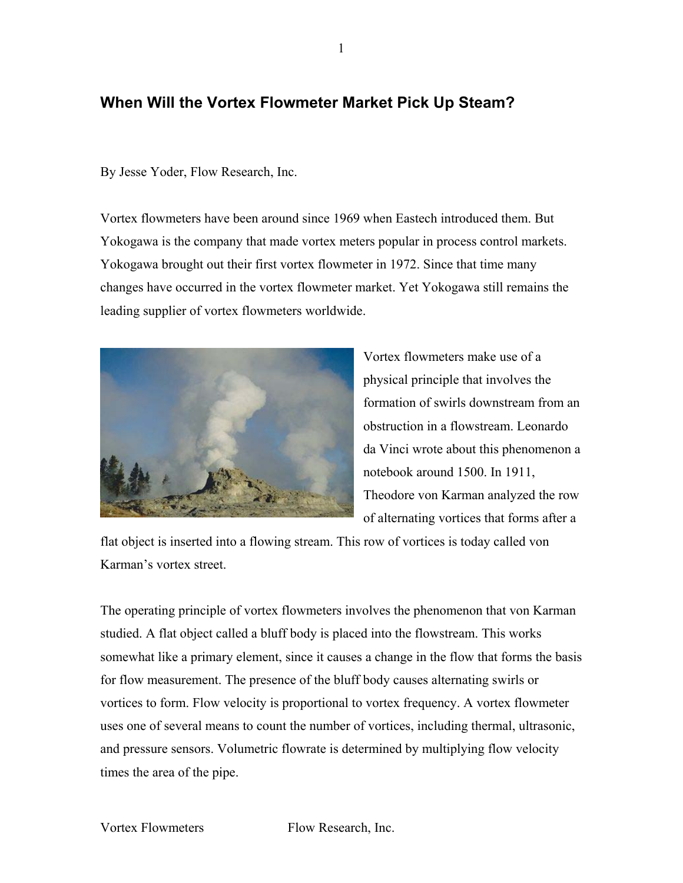## When Will the Vortex Flowmeter Market Pick Up Steam?

By Jesse Yoder, Flow Research, Inc.

Vortex flowmeters have been around since 1969 when Eastech introduced them. But Yokogawa is the company that made vortex meters popular in process control markets. Yokogawa brought out their first vortex flowmeter in 1972. Since that time many changes have occurred in the vortex flowmeter market. Yet Yokogawa still remains the leading supplier of vortex flowmeters worldwide.

Vortex flowmeters make use of a physical principle that involves the formation of swirls downstream from an obstruction in a flowstream. Leonardo da Vinci wrote about this phenomenon a notebook around 1500. In 1911, Theodore von Karman analyzed the row of alternating vortices that forms after a flat object is inserted into a flowing stream. This row of vortices is today called von Karman's vortex street.

The operating principle of vortex flowmeters involves the phenomenon that von Karman studied. A flat object called a bluff body is placed into the flowstream. This works somewhat like a primary element, since it causes a change in the flow that forms the basis for flow measurement. The presence of the bluff body causes alternating swirls or vortices to form. Flow velocity is proportional to vortex frequency. A vortex flowmeter uses one of several means to count the number of vortices, including thermal, ultrasonic, and pressure sensors. Volumetric flowrate is determined by multiplying flow velocity times the area of the pipe.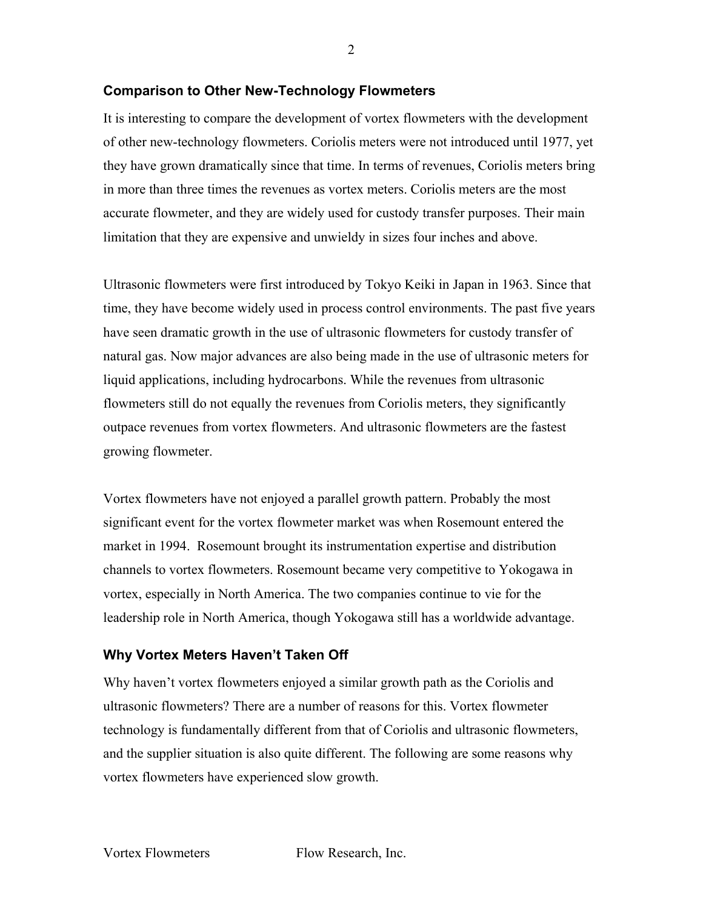## Comparison to Other New-Technology Flowmeters

It is interesting to compare the development of vortex flowmeters with the development of other new-technology flowmeters. Coriolis meters were not introduced until 1977, yet they have grown dramatically since that time. In terms of revenues, Coriolis meters bring in more than three times the revenues as vortex meters. Coriolis meters are the most accurate flowmeter, and they are widely used for custody transfer purposes. Their main limitation that they are expensive and unwieldy in sizes four inches and above.

Ultrasonic flowmeters were first introduced by Tokyo Keiki in Japan in 1963. Since that time, they have become widely used in process control environments. The past five years have seen dramatic growth in the use of ultrasonic flowmeters for custody transfer of natural gas. Now major advances are also being made in the use of ultrasonic meters for liquid applications, including hydrocarbons. While the revenues from ultrasonic flowmeters still do not equally the revenues from Coriolis meters, they significantly outpace revenues from vortex flowmeters. And ultrasonic flowmeters are the fastest growing flowmeter.

Vortex flowmeters have not enjoyed a parallel growth pattern. Probably the most significant event for the vortex flowmeter market was when Rosemount entered the market in 1994. Rosemount brought its instrumentation expertise and distribution channels to vortex flowmeters. Rosemount became very competitive to Yokogawa in vortex, especially in North America. The two companies continue to vie for the leadership role in North America, though Yokogawa still has a worldwide advantage.

## Why Vortex Meters Haven't Taken Off

Why haven't vortex flowmeters enjoyed a similar growth path as the Coriolis and ultrasonic flowmeters? There are a number of reasons for this. Vortex flowmeter technology is fundamentally different from that of Coriolis and ultrasonic flowmeters, and the supplier situation is also quite different. The following are some reasons why vortex flowmeters have experienced slow growth.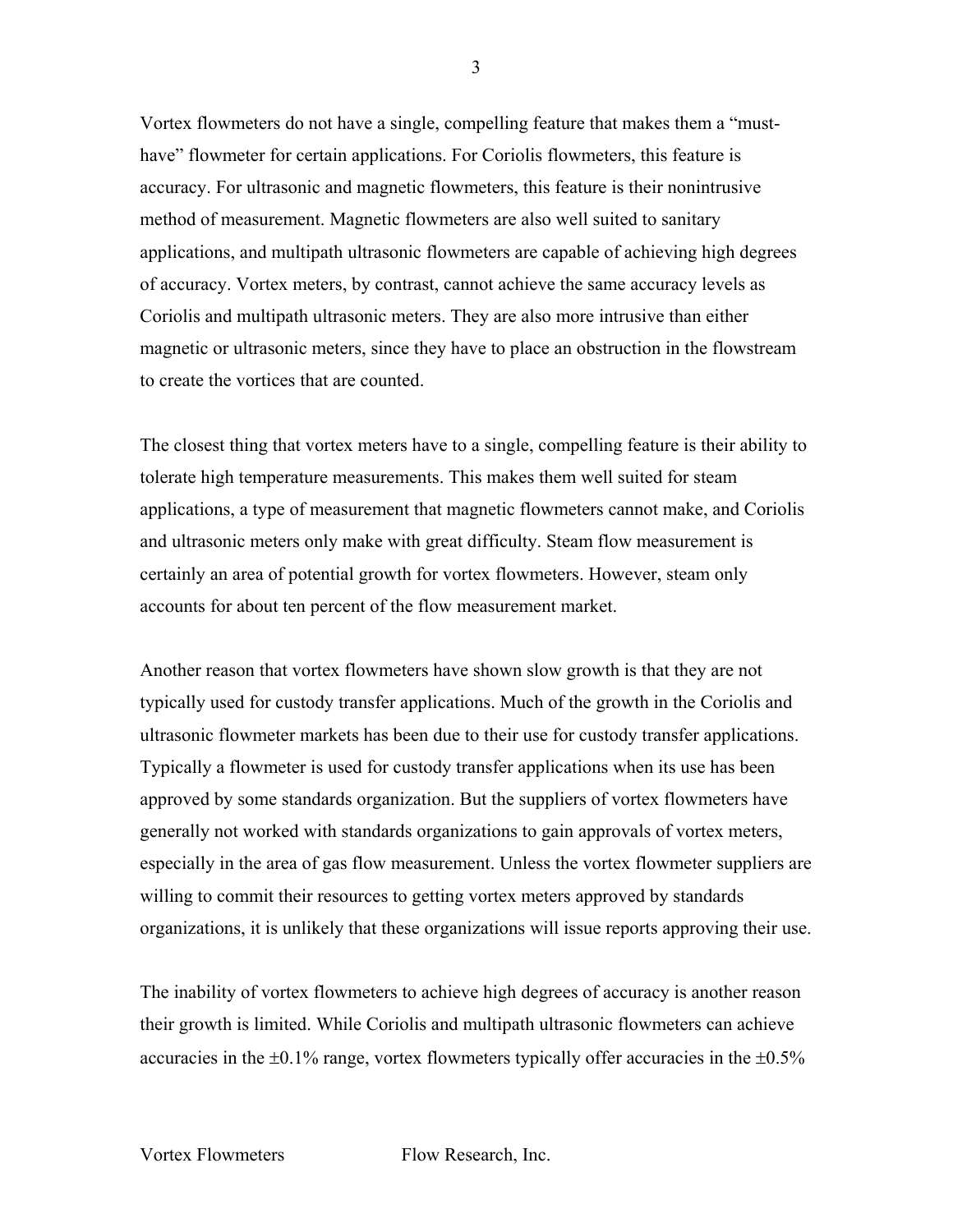Vortex flowmeters do not have a single, compelling feature that makes them a "must-have" flowmeter for certain applications. For Coriolis flowmeters, this feature is accuracy. For ultrasonic and magnetic flowmeters, this feature is their nonintrusive method of measurement. Magnetic flowmeters are also well suited to sanitary applications, and multipath ultrasonic flowmeters are capable of achieving high degrees of accuracy. Vortex meters, by contrast, cannot achieve the same accuracy levels as Coriolis and multipath ultrasonic meters. They are also more intrusive than either magnetic or ultrasonic meters, since they have to place an obstruction in the flowstream to create the vortices that are counted.

The closest thing that vortex meters have to a single, compelling feature is their ability to tolerate high temperature measurements. This makes them well suited for steam applications, a type of measurement that magnetic flowmeters cannot make, and Coriolis and ultrasonic meters only make with great difficulty. Steam flow measurement is certainly an area of potential growth for vortex flowmeters. However, steam only accounts for about ten percent of the flow measurement market.

Another reason that vortex flowmeters have shown slow growth is that they are not typically used for custody transfer applications. Much of the growth in the Coriolis and ultrasonic flowmeter markets has been due to their use for custody transfer applications. Typically a flowmeter is used for custody transfer applications when its use has been approved by some standards organization. But the suppliers of vortex flowmeters have generally not worked with standards organizations to gain approvals of vortex meters, especially in the area of gas flow measurement. Unless the vortex flowmeter suppliers are willing to commit their resources to getting vortex meters approved by standards organizations, it is unlikely that these organizations will issue reports approving their use.

The inability of vortex flowmeters to achieve high degrees of accuracy is another reason their growth is limited. While Coriolis and multipath ultrasonic flowmeters can achieve accuracies in the ±0.1% range, vortex flowmeters typically offer accuracies in the ±0.5%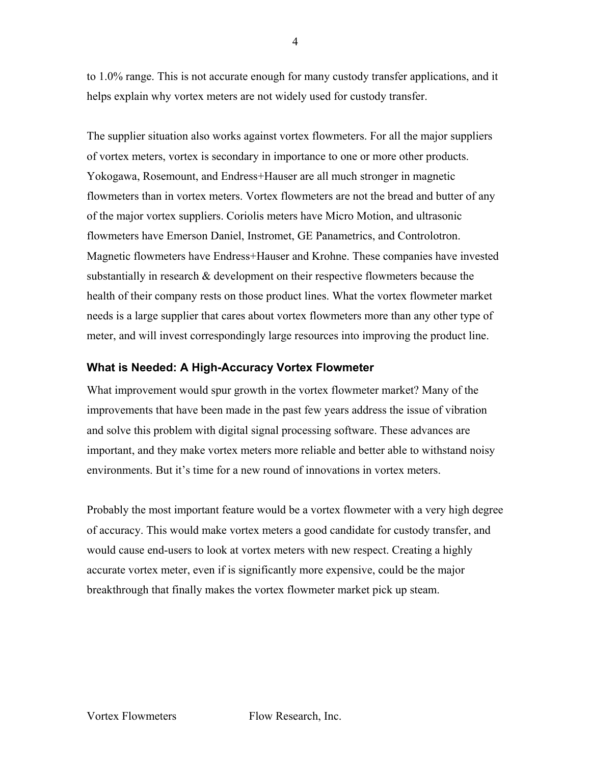to 1.0% range. This is not accurate enough for many custody transfer applications, and it helps explain why vortex meters are not widely used for custody transfer.

The supplier situation also works against vortex flowmeters. For all the major suppliers of vortex meters, vortex is secondary in importance to one or more other products. Yokogawa, Rosemount, and Endress+Hauser are all much stronger in magnetic flowmeters than in vortex meters. Vortex flowmeters are not the bread and butter of any of the major vortex suppliers. Coriolis meters have Micro Motion, and ultrasonic flowmeters have Emerson Daniel, Instromet, GE Panametrics, and Controlotron. Magnetic flowmeters have Endress+Hauser and Krohne. These companies have invested substantially in research & development on their respective flowmeters because the health of their company rests on those product lines. What the vortex flowmeter market needs is a large supplier that cares about vortex flowmeters more than any other type of meter, and will invest correspondingly large resources into improving the product line.

### What is Needed: A High-Accuracy Vortex Flowmeter

What improvement would spur growth in the vortex flowmeter market? Many of the improvements that have been made in the past few years address the issue of vibration and solve this problem with digital signal processing software. These advances are important, and they make vortex meters more reliable and better able to withstand noisy environments. But it's time for a new round of innovations in vortex meters.

Probably the most important feature would be a vortex flowmeter with a very high degree of accuracy. This would make vortex meters a good candidate for custody transfer, and would cause end-users to look at vortex meters with new respect. Creating a highly accurate vortex meter, even if is significantly more expensive, could be the major breakthrough that finally makes the vortex flowmeter market pick up steam.